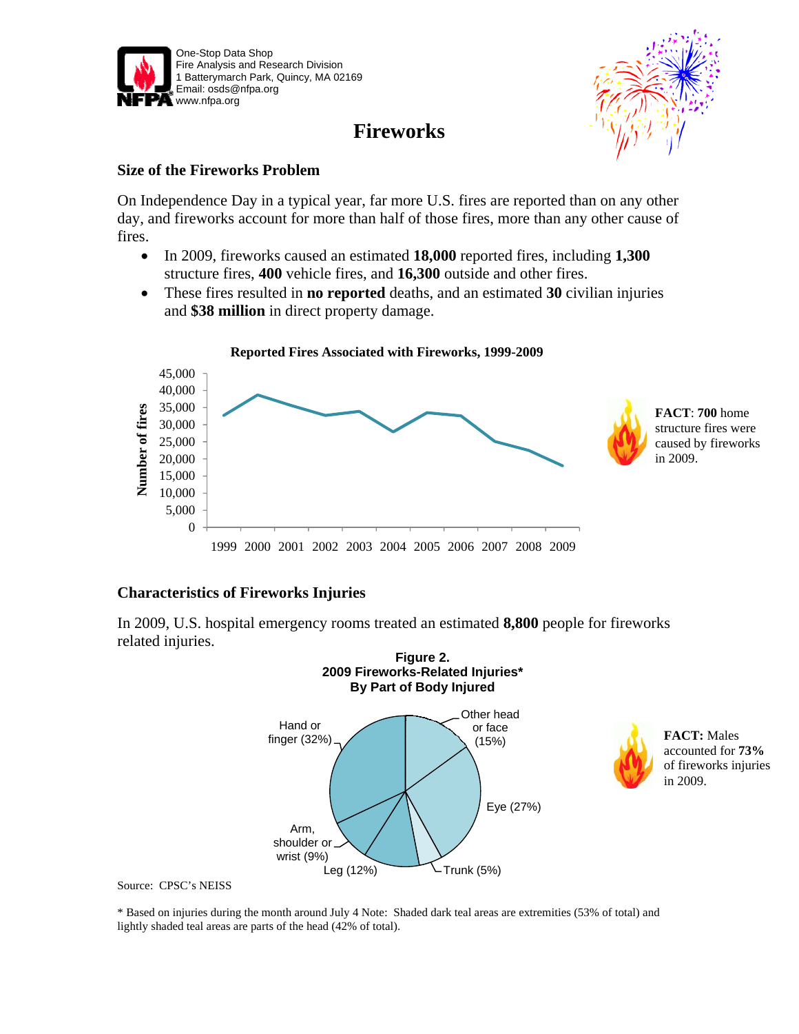One-Stop Data Shop
Fire Analysis and Research Division
1 Batterymarch Park, Quincy, MA 02169
Email: osds@nfpa.org
www.nfpa.org

# Fireworks

## Size of the Fireworks Problem

On Independence Day in a typical year, far more U.S. fires are reported than on any other day, and fireworks account for more than half of those fires, more than any other cause of fires.

- In 2009, fireworks caused an estimated **18,000** reported fires, including **1,300** structure fires, **400** vehicle fires, and **16,300** outside and other fires.
- These fires resulted in **no reported** deaths, and an estimated **30** civilian injuries and **$38 million** in direct property damage.

**Reported Fires Associated with Fireworks, 1999-2009**

**FACT**: **700** home structure fires were caused by fireworks in 2009.

## Characteristics of Fireworks Injuries

In 2009, U.S. hospital emergency rooms treated an estimated **8,800** people for fireworks related injuries.

**Figure 2.**
**2009 Fireworks-Related Injuries***
**By Part of Body Injured**

| Part of body | Share |
|---|---|
| Hand or finger | 32% |
| Eye | 27% |
| Other head or face | 15% |
| Leg | 12% |
| Arm, shoulder or wrist | 9% |
| Trunk | 5% |

**FACT:** Males accounted for **73%** of fireworks injuries in 2009.

Source: CPSC's NEISS

* Based on injuries during the month around July 4 Note: Shaded dark teal areas are extremities (53% of total) and lightly shaded teal areas are parts of the head (42% of total).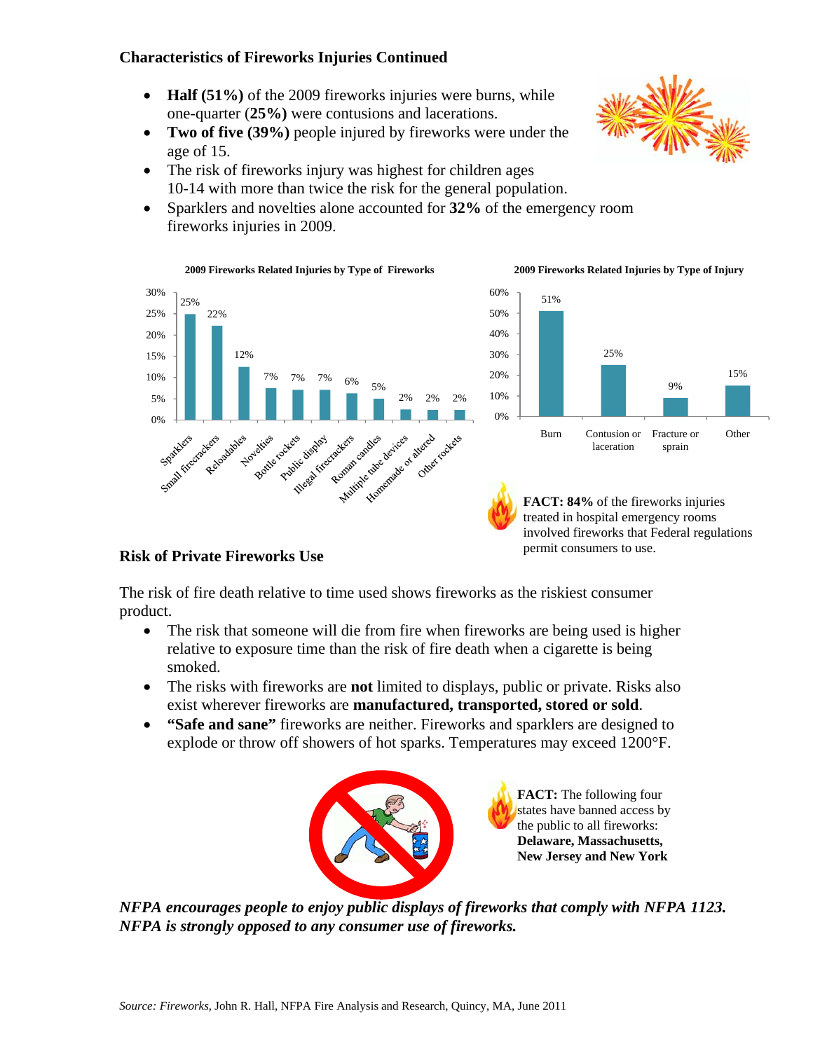## Characteristics of Fireworks Injuries Continued

- **Half (51%)** of the 2009 fireworks injuries were burns, while one-quarter (**25%**) were contusions and lacerations.
- **Two of five (39%)** people injured by fireworks were under the age of 15.
- The risk of fireworks injury was highest for children ages 10-14 with more than twice the risk for the general population.
- Sparklers and novelties alone accounted for **32%** of the emergency room fireworks injuries in 2009.

**2009 Fireworks Related Injuries by Type of Fireworks**

30%
25%
20%
15%
10%
5%
0%

25% 22% 12% 7% 7% 7% 6% 5% 2% 2% 2%

Sparklers
Small firecrackers
Reloadables
Novelties
Bottle rockets
Public display
Illegal firecrackers
Roman candles
Multiple tube devices
Homemade or altered
Other rockets

**2009 Fireworks Related Injuries by Type of Injury**

60%
50%
40%
30%
20%
10%
0%

51% 25% 9% 15%

Burn
Contusion or laceration
Fracture or sprain
Other

**FACT: 84%** of the fireworks injuries treated in hospital emergency rooms involved fireworks that Federal regulations permit consumers to use.

## Risk of Private Fireworks Use

The risk of fire death relative to time used shows fireworks as the riskiest consumer product.

- The risk that someone will die from fire when fireworks are being used is higher relative to exposure time than the risk of fire death when a cigarette is being smoked.
- The risks with fireworks are **not** limited to displays, public or private. Risks also exist wherever fireworks are **manufactured, transported, stored or sold**.
- **"Safe and sane"** fireworks are neither. Fireworks and sparklers are designed to explode or throw off showers of hot sparks. Temperatures may exceed 1200°F.

**FACT:** The following four states have banned access by the public to all fireworks: **Delaware, Massachusetts, New Jersey and New York**

***NFPA encourages people to enjoy public displays of fireworks that comply with NFPA 1123. NFPA is strongly opposed to any consumer use of fireworks.***

*Source: Fireworks*, John R. Hall, NFPA Fire Analysis and Research, Quincy, MA, June 2011